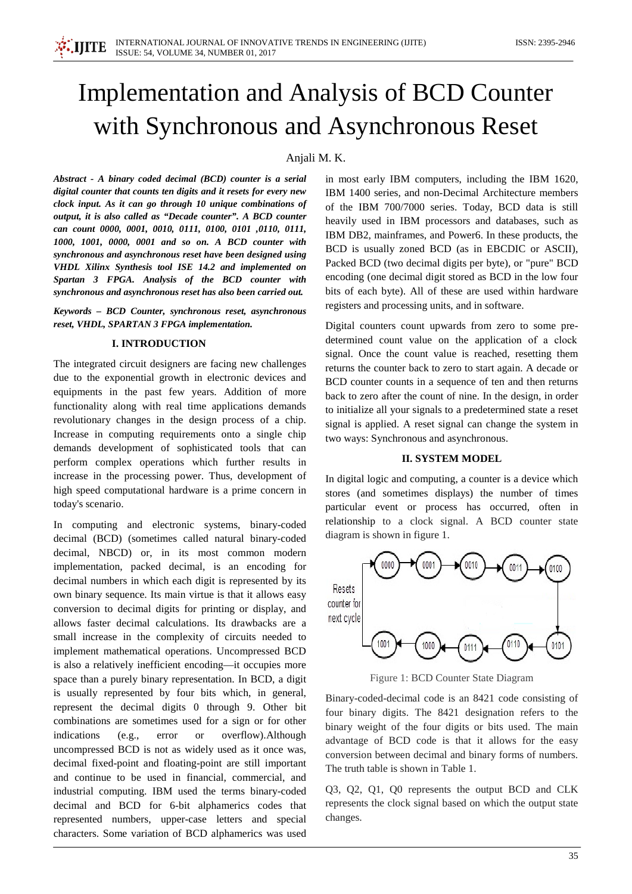# Implementation and Analysis of BCD Counter with Synchronous and Asynchronous Reset

Anjali M. K.

***Abstract - A binary coded decimal (BCD) counter is a serial digital counter that counts ten digits and it resets for every new clock input. As it can go through 10 unique combinations of output, it is also called as "Decade counter". A BCD counter can count 0000, 0001, 0010, 0111, 0100, 0101 ,0110, 0111, 1000, 1001, 0000, 0001 and so on. A BCD counter with synchronous and asynchronous reset have been designed using VHDL Xilinx Synthesis tool ISE 14.2 and implemented on Spartan 3 FPGA. Analysis of the BCD counter with synchronous and asynchronous reset has also been carried out.***

***Keywords – BCD Counter, synchronous reset, asynchronous reset, VHDL, SPARTAN 3 FPGA implementation.***

## I. INTRODUCTION

The integrated circuit designers are facing new challenges due to the exponential growth in electronic devices and equipments in the past few years. Addition of more functionality along with real time applications demands revolutionary changes in the design process of a chip. Increase in computing requirements onto a single chip demands development of sophisticated tools that can perform complex operations which further results in increase in the processing power. Thus, development of high speed computational hardware is a prime concern in today's scenario.

In computing and electronic systems, binary-coded decimal (BCD) (sometimes called natural binary-coded decimal, NBCD) or, in its most common modern implementation, packed decimal, is an encoding for decimal numbers in which each digit is represented by its own binary sequence. Its main virtue is that it allows easy conversion to decimal digits for printing or display, and allows faster decimal calculations. Its drawbacks are a small increase in the complexity of circuits needed to implement mathematical operations. Uncompressed BCD is also a relatively inefficient encoding—it occupies more space than a purely binary representation. In BCD, a digit is usually represented by four bits which, in general, represent the decimal digits 0 through 9. Other bit combinations are sometimes used for a sign or for other indications (e.g., error or overflow).Although uncompressed BCD is not as widely used as it once was, decimal fixed-point and floating-point are still important and continue to be used in financial, commercial, and industrial computing. IBM used the terms binary-coded decimal and BCD for 6-bit alphamerics codes that represented numbers, upper-case letters and special characters. Some variation of BCD alphamerics was used in most early IBM computers, including the IBM 1620, IBM 1400 series, and non-Decimal Architecture members of the IBM 700/7000 series. Today, BCD data is still heavily used in IBM processors and databases, such as IBM DB2, mainframes, and Power6. In these products, the BCD is usually zoned BCD (as in EBCDIC or ASCII), Packed BCD (two decimal digits per byte), or "pure" BCD encoding (one decimal digit stored as BCD in the low four bits of each byte). All of these are used within hardware registers and processing units, and in software.

Digital counters count upwards from zero to some pre-determined count value on the application of a clock signal. Once the count value is reached, resetting them returns the counter back to zero to start again. A decade or BCD counter counts in a sequence of ten and then returns back to zero after the count of nine. In the design, in order to initialize all your signals to a predetermined state a reset signal is applied. A reset signal can change the system in two ways: Synchronous and asynchronous.

## II. SYSTEM MODEL

In digital logic and computing, a counter is a device which stores (and sometimes displays) the number of times particular event or process has occurred, often in relationship to a clock signal. A BCD counter state diagram is shown in figure 1.

Resets counter for next cycle

0000 → 0001 → 0010 → 0011 → 0100 → 0101 → 0110 → 0111 → 1000 → 1001

Figure 1: BCD Counter State Diagram

Binary-coded-decimal code is an 8421 code consisting of four binary digits. The 8421 designation refers to the binary weight of the four digits or bits used. The main advantage of BCD code is that it allows for the easy conversion between decimal and binary forms of numbers. The truth table is shown in Table 1.

Q3, Q2, Q1, Q0 represents the output BCD and CLK represents the clock signal based on which the output state changes.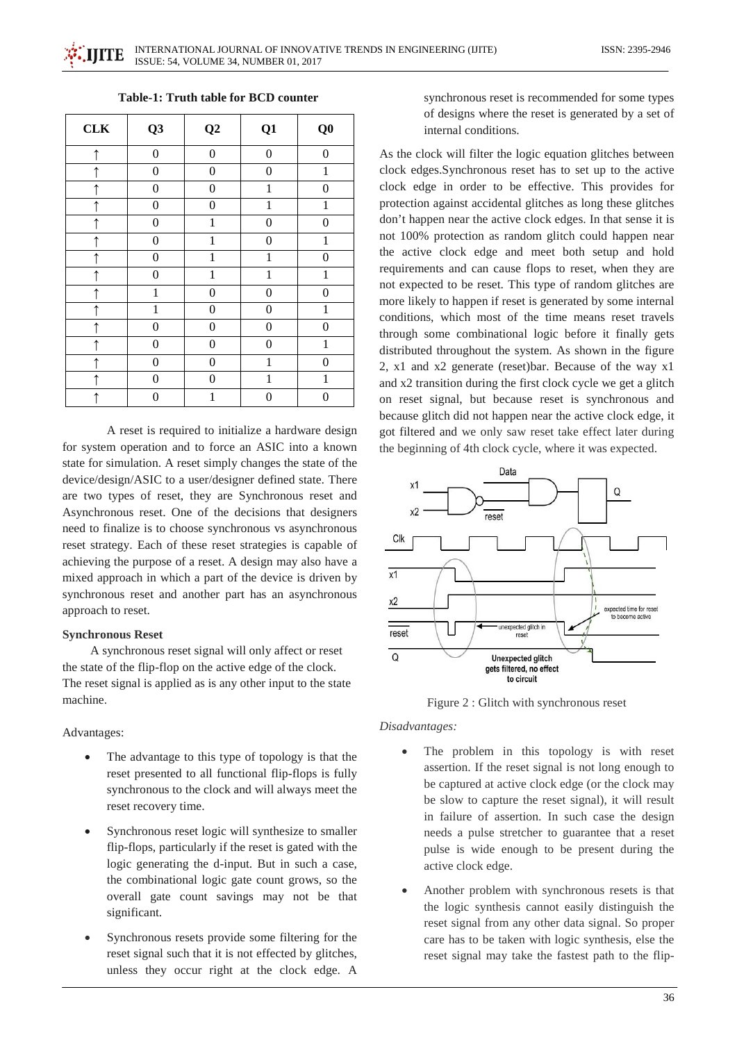**Table-1: Truth table for BCD counter**

| CLK | Q3 | Q2 | Q1 | Q0 |
|---|---|---|---|---|
| ↑ | 0 | 0 | 0 | 0 |
| ↑ | 0 | 0 | 0 | 1 |
| ↑ | 0 | 0 | 1 | 0 |
| ↑ | 0 | 0 | 1 | 1 |
| ↑ | 0 | 1 | 0 | 0 |
| ↑ | 0 | 1 | 0 | 1 |
| ↑ | 0 | 1 | 1 | 0 |
| ↑ | 0 | 1 | 1 | 1 |
| ↑ | 1 | 0 | 0 | 0 |
| ↑ | 1 | 0 | 0 | 1 |
| ↑ | 0 | 0 | 0 | 0 |
| ↑ | 0 | 0 | 0 | 1 |
| ↑ | 0 | 0 | 1 | 0 |
| ↑ | 0 | 0 | 1 | 1 |
| ↑ | 0 | 1 | 0 | 0 |

A reset is required to initialize a hardware design for system operation and to force an ASIC into a known state for simulation. A reset simply changes the state of the device/design/ASIC to a user/designer defined state. There are two types of reset, they are Synchronous reset and Asynchronous reset. One of the decisions that designers need to finalize is to choose synchronous vs asynchronous reset strategy. Each of these reset strategies is capable of achieving the purpose of a reset. A design may also have a mixed approach in which a part of the device is driven by synchronous reset and another part has an asynchronous approach to reset.

**Synchronous Reset**

A synchronous reset signal will only affect or reset the state of the flip-flop on the active edge of the clock. The reset signal is applied as is any other input to the state machine.

Advantages:

- The advantage to this type of topology is that the reset presented to all functional flip-flops is fully synchronous to the clock and will always meet the reset recovery time.
- Synchronous reset logic will synthesize to smaller flip-flops, particularly if the reset is gated with the logic generating the d-input. But in such a case, the combinational logic gate count grows, so the overall gate count savings may not be that significant.
- Synchronous resets provide some filtering for the reset signal such that it is not effected by glitches, unless they occur right at the clock edge. A synchronous reset is recommended for some types of designs where the reset is generated by a set of internal conditions.

As the clock will filter the logic equation glitches between clock edges.Synchronous reset has to set up to the active clock edge in order to be effective. This provides for protection against accidental glitches as long these glitches don't happen near the active clock edges. In that sense it is not 100% protection as random glitch could happen near the active clock edge and meet both setup and hold requirements and can cause flops to reset, when they are not expected to be reset. This type of random glitches are more likely to happen if reset is generated by some internal conditions, which most of the time means reset travels through some combinational logic before it finally gets distributed throughout the system. As shown in the figure 2, x1 and x2 generate (reset)bar. Because of the way x1 and x2 transition during the first clock cycle we get a glitch on reset signal, but because reset is synchronous and because glitch did not happen near the active clock edge, it got filtered and we only saw reset take effect later during the beginning of 4th clock cycle, where it was expected.

Figure 2 : Glitch with synchronous reset

*Disadvantages:*

- The problem in this topology is with reset assertion. If the reset signal is not long enough to be captured at active clock edge (or the clock may be slow to capture the reset signal), it will result in failure of assertion. In such case the design needs a pulse stretcher to guarantee that a reset pulse is wide enough to be present during the active clock edge.
- Another problem with synchronous resets is that the logic synthesis cannot easily distinguish the reset signal from any other data signal. So proper care has to be taken with logic synthesis, else the reset signal may take the fastest path to the flip-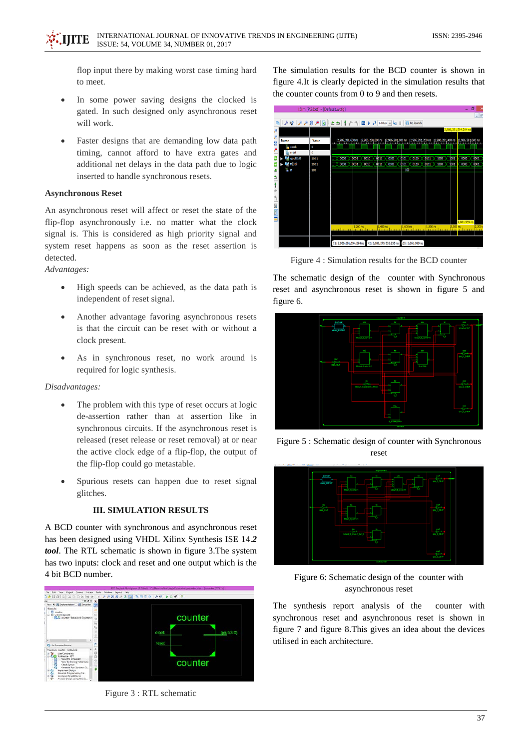flop input there by making worst case timing hard to meet.

- In some power saving designs the clocked is gated. In such designed only asynchronous reset will work.
- Faster designs that are demanding low data path timing, cannot afford to have extra gates and additional net delays in the data path due to logic inserted to handle synchronous resets.

### Asynchronous Reset

An asynchronous reset will affect or reset the state of the flip-flop asynchronously i.e. no matter what the clock signal is. This is considered as high priority signal and system reset happens as soon as the reset assertion is detected.

*Advantages:*

- High speeds can be achieved, as the data path is independent of reset signal.
- Another advantage favoring asynchronous resets is that the circuit can be reset with or without a clock present.
- As in synchronous reset, no work around is required for logic synthesis.

*Disadvantages:*

- The problem with this type of reset occurs at logic de-assertion rather than at assertion like in synchronous circuits. If the asynchronous reset is released (reset release or reset removal) at or near the active clock edge of a flip-flop, the output of the flip-flop could go metastable.
- Spurious resets can happen due to reset signal glitches.

## III. SIMULATION RESULTS

A BCD counter with synchronous and asynchronous reset has been designed using VHDL Xilinx Synthesis ISE 14.*2* ***tool***. The RTL schematic is shown in figure 3.The system has two inputs: clock and reset and one output which is the 4 bit BCD number.

Figure 3 : RTL schematic

The simulation results for the BCD counter is shown in figure 4.It is clearly depicted in the simulation results that the counter counts from 0 to 9 and then resets.

Figure 4 : Simulation results for the BCD counter

The schematic design of the counter with Synchronous reset and asynchronous reset is shown in figure 5 and figure 6.

Figure 5 : Schematic design of counter with Synchronous reset

Figure 6: Schematic design of the counter with asynchronous reset

The synthesis report analysis of the counter with synchronous reset and asynchronous reset is shown in figure 7 and figure 8.This gives an idea about the devices utilised in each architecture.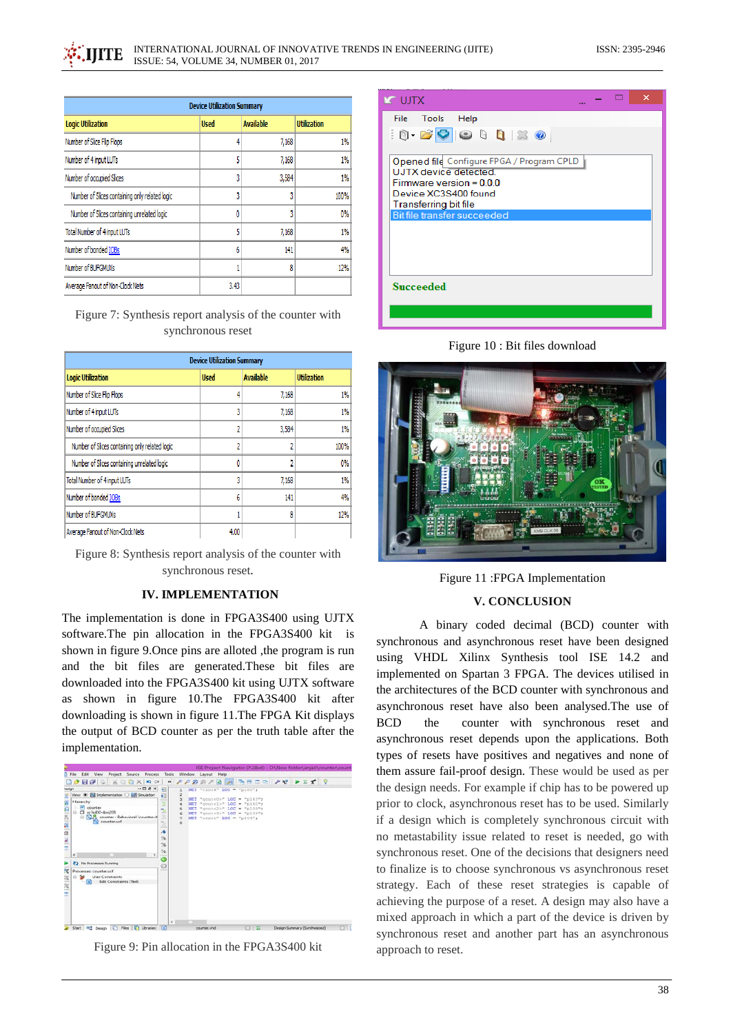| Device Utilization Summary | | | |
|---|---|---|---|
| Logic Utilization | Used | Available | Utilization |
| Number of Slice Flip Flops | 4 | 7,168 | 1% |
| Number of 4 input LUTs | 5 | 7,168 | 1% |
| Number of occupied Slices | 3 | 3,584 | 1% |
| Number of Slices containing only related logic | 3 | 3 | 100% |
| Number of Slices containing unrelated logic | 0 | 3 | 0% |
| Total Number of 4 input LUTs | 5 | 7,168 | 1% |
| Number of bonded IOBs | 6 | 141 | 4% |
| Number of BUFGMUXs | 1 | 8 | 12% |
| Average Fanout of Non-Clock Nets | 3.43 | | |

Figure 7: Synthesis report analysis of the counter with synchronous reset

| Device Utilization Summary | | | |
|---|---|---|---|
| Logic Utilization | Used | Available | Utilization |
| Number of Slice Flip Flops | 4 | 7,168 | 1% |
| Number of 4 input LUTs | 3 | 7,168 | 1% |
| Number of occupied Slices | 2 | 3,584 | 1% |
| Number of Slices containing only related logic | 2 | 2 | 100% |
| Number of Slices containing unrelated logic | 0 | 2 | 0% |
| Total Number of 4 input LUTs | 3 | 7,168 | 1% |
| Number of bonded IOBs | 6 | 141 | 4% |
| Number of BUFGMUXs | 1 | 8 | 12% |
| Average Fanout of Non-Clock Nets | 4.00 | | |

Figure 8: Synthesis report analysis of the counter with synchronous reset.

## IV. IMPLEMENTATION

The implementation is done in FPGA3S400 using UJTX software.The pin allocation in the FPGA3S400 kit is shown in figure 9.Once pins are alloted ,the program is run and the bit files are generated.These bit files are downloaded into the FPGA3S400 kit using UJTX software as shown in figure 10.The FPGA3S400 kit after downloading is shown in figure 11.The FPGA Kit displays the output of BCD counter as per the truth table after the implementation.

Figure 9: Pin allocation in the FPGA3S400 kit

Figure 10 : Bit files download

Figure 11 :FPGA Implementation

## V. CONCLUSION

A binary coded decimal (BCD) counter with synchronous and asynchronous reset have been designed using VHDL Xilinx Synthesis tool ISE 14.2 and implemented on Spartan 3 FPGA. The devices utilised in the architectures of the BCD counter with synchronous and asynchronous reset have also been analysed.The use of BCD the counter with synchronous reset and asynchronous reset depends upon the applications. Both types of resets have positives and negatives and none of them assure fail-proof design. These would be used as per the design needs. For example if chip has to be powered up prior to clock, asynchronous reset has to be used. Similarly if a design which is completely synchronous circuit with no metastability issue related to reset is needed, go with synchronous reset. One of the decisions that designers need to finalize is to choose synchronous vs asynchronous reset strategy. Each of these reset strategies is capable of achieving the purpose of a reset. A design may also have a mixed approach in which a part of the device is driven by synchronous reset and another part has an asynchronous approach to reset.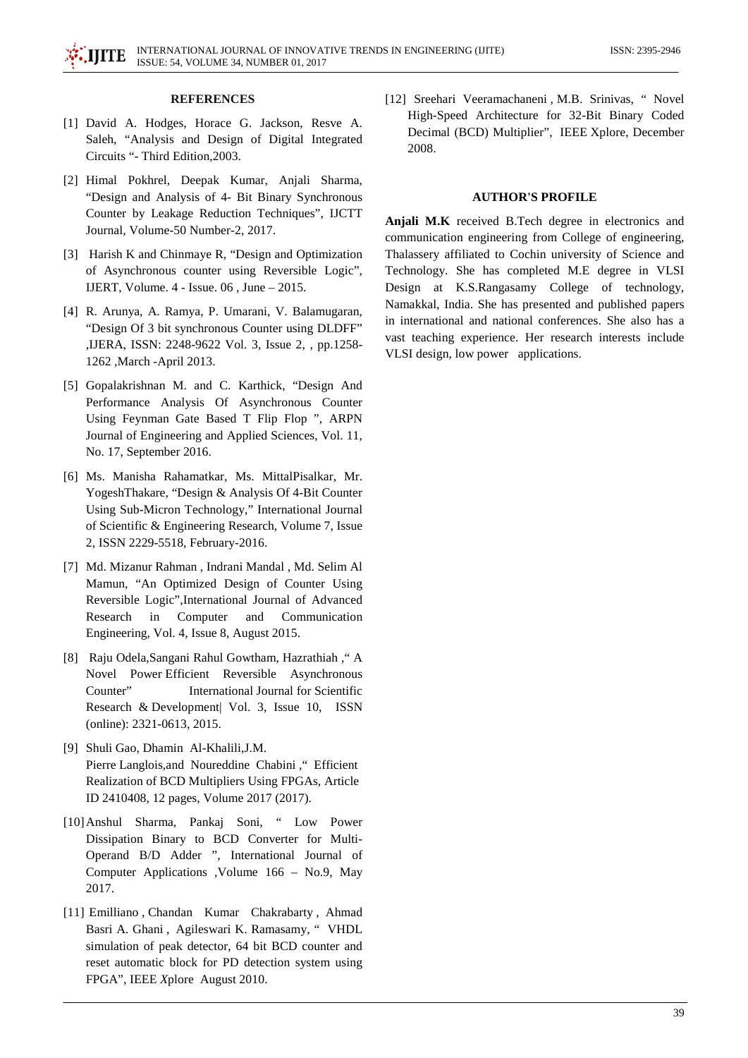## REFERENCES

[1] David A. Hodges, Horace G. Jackson, Resve A. Saleh, "Analysis and Design of Digital Integrated Circuits "- Third Edition,2003.

[2] Himal Pokhrel, Deepak Kumar, Anjali Sharma, "Design and Analysis of 4- Bit Binary Synchronous Counter by Leakage Reduction Techniques", IJCTT Journal, Volume-50 Number-2, 2017.

[3] Harish K and Chinmaye R, "Design and Optimization of Asynchronous counter using Reversible Logic", IJERT, Volume. 4 - Issue. 06 , June – 2015.

[4] R. Arunya, A. Ramya, P. Umarani, V. Balamugaran, "Design Of 3 bit synchronous Counter using DLDFF" ,IJERA, ISSN: 2248-9622 Vol. 3, Issue 2, , pp.1258-1262 ,March -April 2013.

[5] Gopalakrishnan M. and C. Karthick, "Design And Performance Analysis Of Asynchronous Counter Using Feynman Gate Based T Flip Flop ", ARPN Journal of Engineering and Applied Sciences, Vol. 11, No. 17, September 2016.

[6] Ms. Manisha Rahamatkar, Ms. MittalPisalkar, Mr. YogeshThakare, "Design & Analysis Of 4-Bit Counter Using Sub-Micron Technology," International Journal of Scientific & Engineering Research, Volume 7, Issue 2, ISSN 2229-5518, February-2016.

[7] Md. Mizanur Rahman , Indrani Mandal , Md. Selim Al Mamun, "An Optimized Design of Counter Using Reversible Logic",International Journal of Advanced Research in Computer and Communication Engineering, Vol. 4, Issue 8, August 2015.

[8] Raju Odela,Sangani Rahul Gowtham, Hazrathiah ," A Novel Power Efficient Reversible Asynchronous Counter" International Journal for Scientific Research & Development| Vol. 3, Issue 10, ISSN (online): 2321-0613, 2015.

[9] Shuli Gao, Dhamin Al-Khalili,J.M. Pierre Langlois,and Noureddine Chabini ," Efficient Realization of BCD Multipliers Using FPGAs, Article ID 2410408, 12 pages, Volume 2017 (2017).

[10] Anshul Sharma, Pankaj Soni, " Low Power Dissipation Binary to BCD Converter for Multi-Operand B/D Adder ", International Journal of Computer Applications ,Volume 166 – No.9, May 2017.

[11] Emilliano , Chandan Kumar Chakrabarty , Ahmad Basri A. Ghani , Agileswari K. Ramasamy, " VHDL simulation of peak detector, 64 bit BCD counter and reset automatic block for PD detection system using FPGA", IEEE Xplore August 2010.

[12] Sreehari Veeramachaneni , M.B. Srinivas, " Novel High-Speed Architecture for 32-Bit Binary Coded Decimal (BCD) Multiplier", IEEE Xplore, December 2008.

## AUTHOR'S PROFILE

**Anjali M.K** received B.Tech degree in electronics and communication engineering from College of engineering, Thalassery affiliated to Cochin university of Science and Technology. She has completed M.E degree in VLSI Design at K.S.Rangasamy College of technology, Namakkal, India. She has presented and published papers in international and national conferences. She also has a vast teaching experience. Her research interests include VLSI design, low power applications.